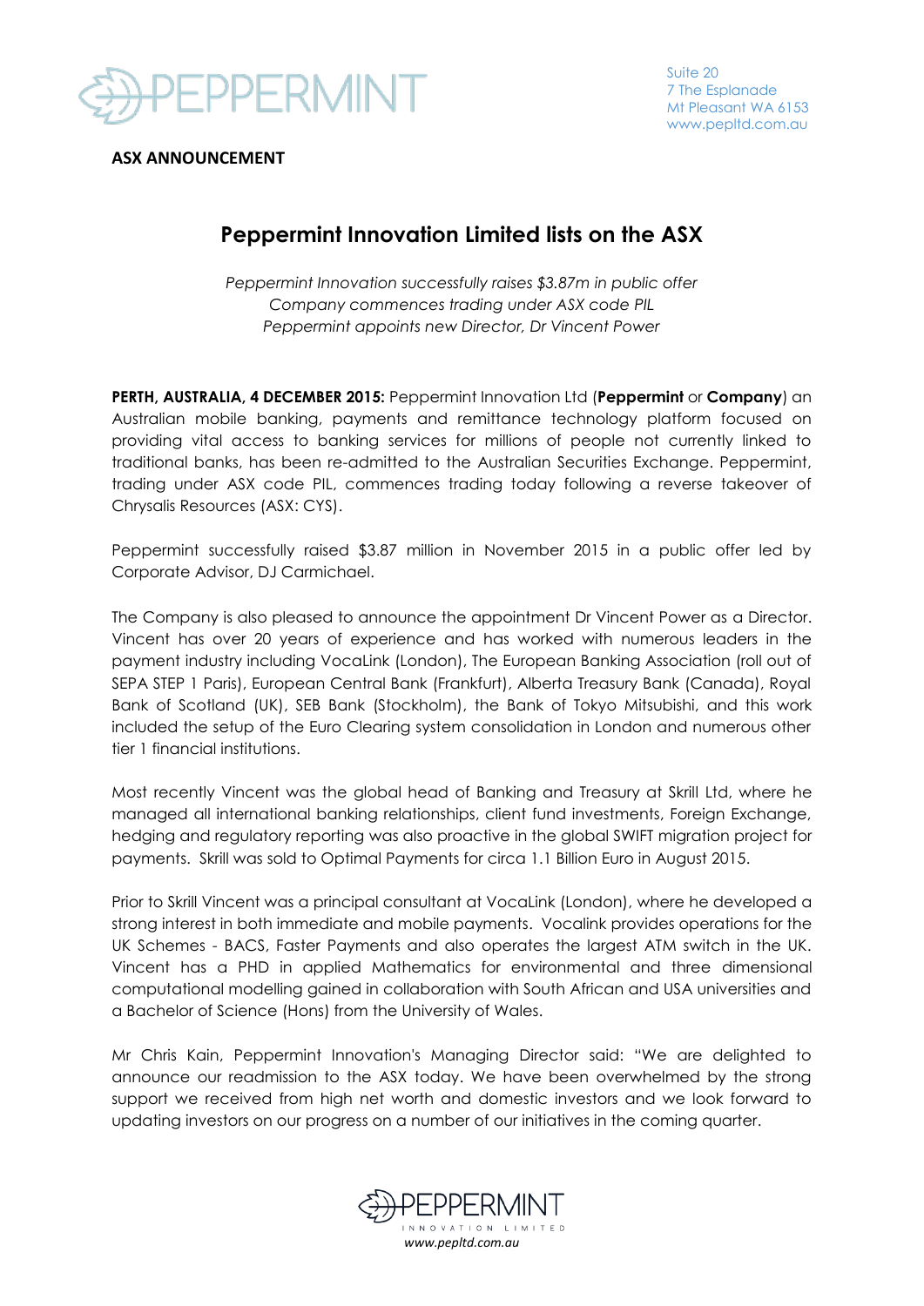Suite 20
7 The Esplanade
Mt Pleasant WA 6153
www.pepltd.com.au

**ASX ANNOUNCEMENT**

# Peppermint Innovation Limited lists on the ASX

*Peppermint Innovation successfully raises $3.87m in public offer*
*Company commences trading under ASX code PIL*
*Peppermint appoints new Director, Dr Vincent Power*

**PERTH, AUSTRALIA, 4 DECEMBER 2015:** Peppermint Innovation Ltd (**Peppermint** or **Company**) an Australian mobile banking, payments and remittance technology platform focused on providing vital access to banking services for millions of people not currently linked to traditional banks, has been re-admitted to the Australian Securities Exchange. Peppermint, trading under ASX code PIL, commences trading today following a reverse takeover of Chrysalis Resources (ASX: CYS).

Peppermint successfully raised $3.87 million in November 2015 in a public offer led by Corporate Advisor, DJ Carmichael.

The Company is also pleased to announce the appointment Dr Vincent Power as a Director. Vincent has over 20 years of experience and has worked with numerous leaders in the payment industry including VocaLink (London), The European Banking Association (roll out of SEPA STEP 1 Paris), European Central Bank (Frankfurt), Alberta Treasury Bank (Canada), Royal Bank of Scotland (UK), SEB Bank (Stockholm), the Bank of Tokyo Mitsubishi, and this work included the setup of the Euro Clearing system consolidation in London and numerous other tier 1 financial institutions.

Most recently Vincent was the global head of Banking and Treasury at Skrill Ltd, where he managed all international banking relationships, client fund investments, Foreign Exchange, hedging and regulatory reporting was also proactive in the global SWIFT migration project for payments. Skrill was sold to Optimal Payments for circa 1.1 Billion Euro in August 2015.

Prior to Skrill Vincent was a principal consultant at VocaLink (London), where he developed a strong interest in both immediate and mobile payments. Vocalink provides operations for the UK Schemes - BACS, Faster Payments and also operates the largest ATM switch in the UK. Vincent has a PHD in applied Mathematics for environmental and three dimensional computational modelling gained in collaboration with South African and USA universities and a Bachelor of Science (Hons) from the University of Wales.

Mr Chris Kain, Peppermint Innovation's Managing Director said: "We are delighted to announce our readmission to the ASX today. We have been overwhelmed by the strong support we received from high net worth and domestic investors and we look forward to updating investors on our progress on a number of our initiatives in the coming quarter.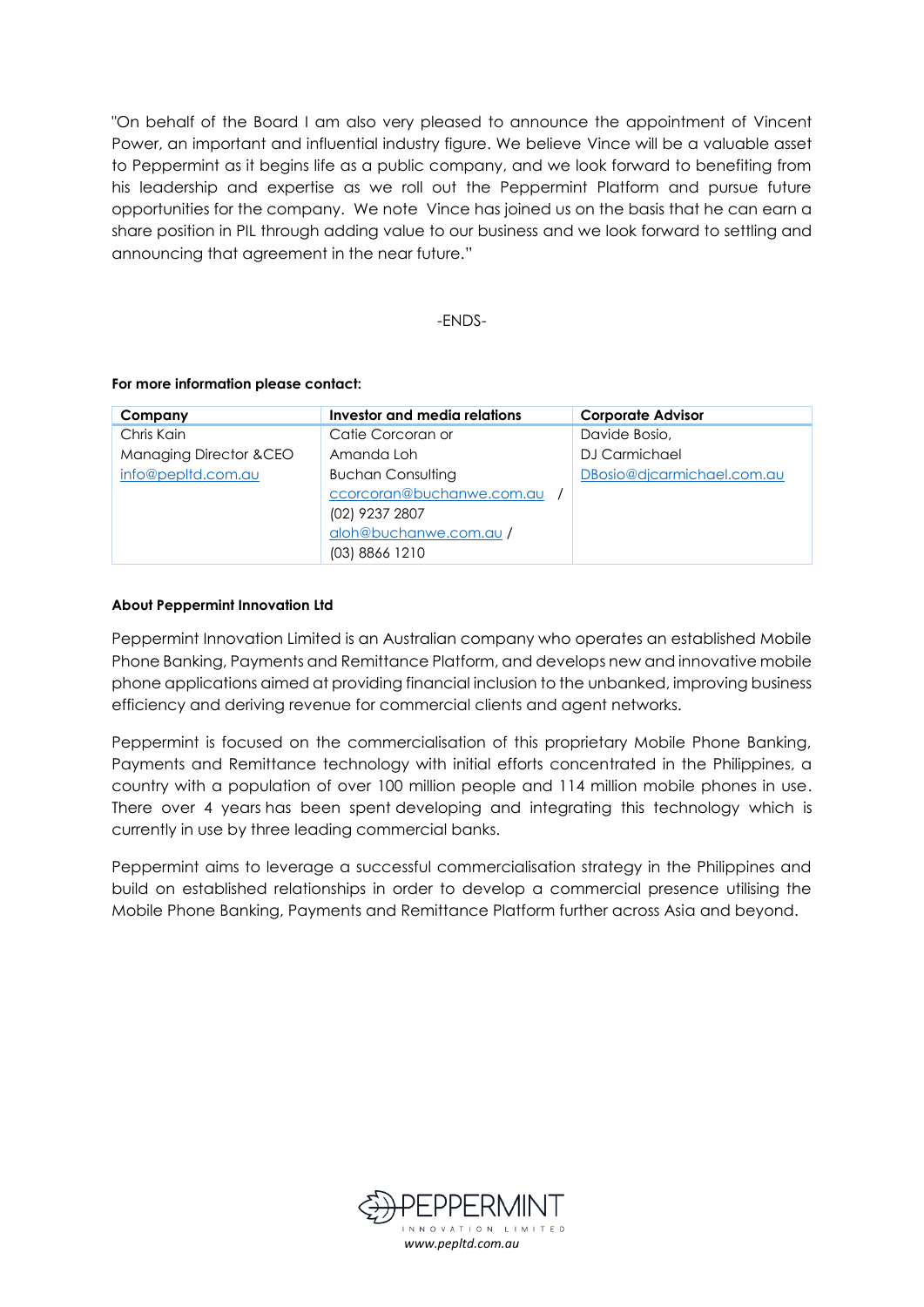"On behalf of the Board I am also very pleased to announce the appointment of Vincent Power, an important and influential industry figure. We believe Vince will be a valuable asset to Peppermint as it begins life as a public company, and we look forward to benefiting from his leadership and expertise as we roll out the Peppermint Platform and pursue future opportunities for the company. We note Vince has joined us on the basis that he can earn a share position in PIL through adding value to our business and we look forward to settling and announcing that agreement in the near future."

-ENDS-

**For more information please contact:**

| Company | Investor and media relations | Corporate Advisor |
|---|---|---|
| Chris Kain<br>Managing Director &CEO<br>info@pepltd.com.au | Catie Corcoran or<br>Amanda Loh<br>Buchan Consulting<br>ccorcoran@buchanwe.com.au /<br>(02) 9237 2807<br>aloh@buchanwe.com.au /<br>(03) 8866 1210 | Davide Bosio,<br>DJ Carmichael<br>DBosio@djcarmichael.com.au |

**About Peppermint Innovation Ltd**

Peppermint Innovation Limited is an Australian company who operates an established Mobile Phone Banking, Payments and Remittance Platform, and develops new and innovative mobile phone applications aimed at providing financial inclusion to the unbanked, improving business efficiency and deriving revenue for commercial clients and agent networks.

Peppermint is focused on the commercialisation of this proprietary Mobile Phone Banking, Payments and Remittance technology with initial efforts concentrated in the Philippines, a country with a population of over 100 million people and 114 million mobile phones in use. There over 4 years has been spent developing and integrating this technology which is currently in use by three leading commercial banks.

Peppermint aims to leverage a successful commercialisation strategy in the Philippines and build on established relationships in order to develop a commercial presence utilising the Mobile Phone Banking, Payments and Remittance Platform further across Asia and beyond.